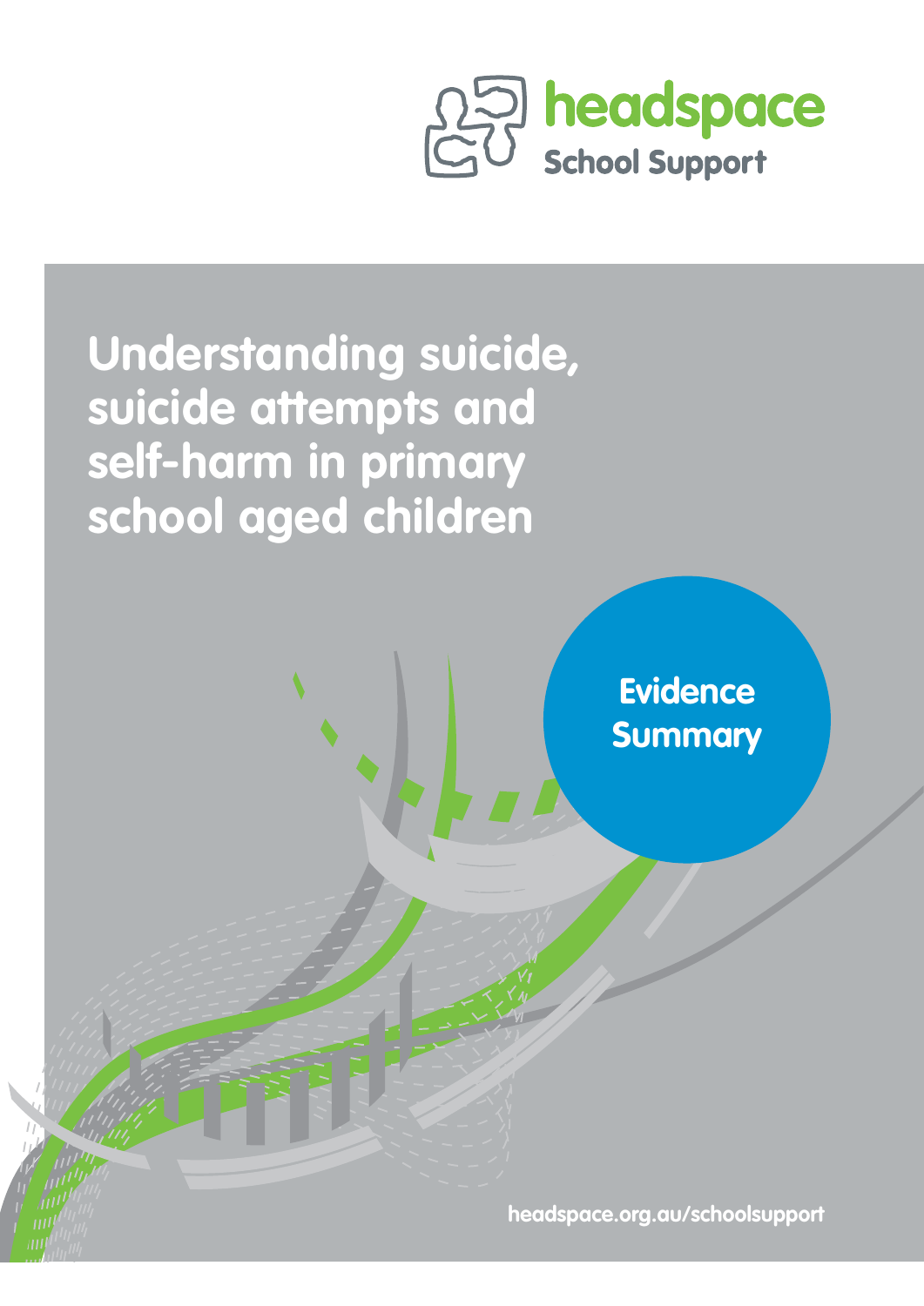headspace

School Support

# Understanding suicide, suicide attempts and self-harm in primary school aged children

Evidence Summary

headspace.org.au/schoolsupport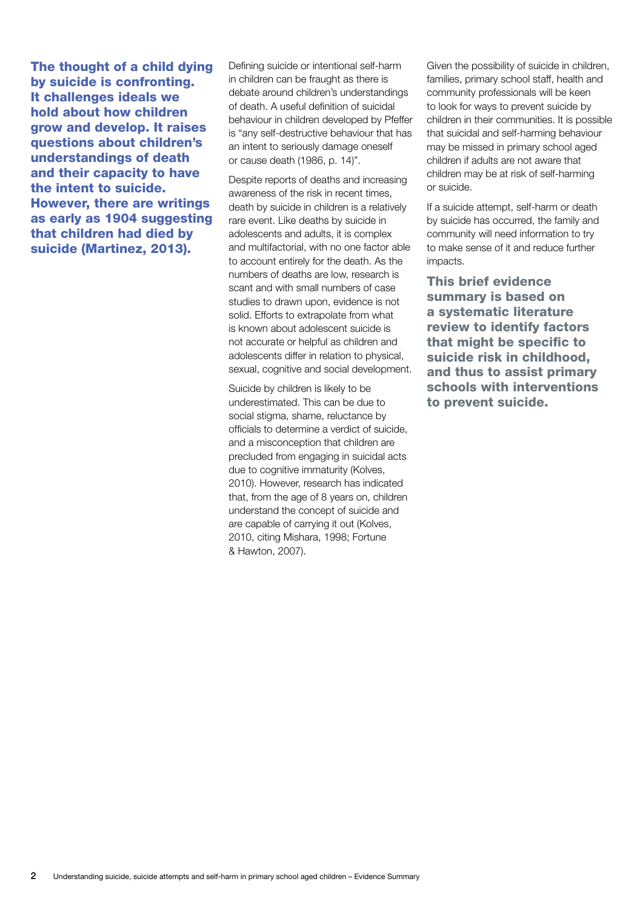**The thought of a child dying by suicide is confronting. It challenges ideals we hold about how children grow and develop. It raises questions about children's understandings of death and their capacity to have the intent to suicide. However, there are writings as early as 1904 suggesting that children had died by suicide (Martinez, 2013).**

Defining suicide or intentional self-harm in children can be fraught as there is debate around children's understandings of death. A useful definition of suicidal behaviour in children developed by Pfeffer is "any self-destructive behaviour that has an intent to seriously damage oneself or cause death (1986, p. 14)".

Despite reports of deaths and increasing awareness of the risk in recent times, death by suicide in children is a relatively rare event. Like deaths by suicide in adolescents and adults, it is complex and multifactorial, with no one factor able to account entirely for the death. As the numbers of deaths are low, research is scant and with small numbers of case studies to drawn upon, evidence is not solid. Efforts to extrapolate from what is known about adolescent suicide is not accurate or helpful as children and adolescents differ in relation to physical, sexual, cognitive and social development.

Suicide by children is likely to be underestimated. This can be due to social stigma, shame, reluctance by officials to determine a verdict of suicide, and a misconception that children are precluded from engaging in suicidal acts due to cognitive immaturity (Kolves, 2010). However, research has indicated that, from the age of 8 years on, children understand the concept of suicide and are capable of carrying it out (Kolves, 2010, citing Mishara, 1998; Fortune & Hawton, 2007).

Given the possibility of suicide in children, families, primary school staff, health and community professionals will be keen to look for ways to prevent suicide by children in their communities. It is possible that suicidal and self-harming behaviour may be missed in primary school aged children if adults are not aware that children may be at risk of self-harming or suicide.

If a suicide attempt, self-harm or death by suicide has occurred, the family and community will need information to try to make sense of it and reduce further impacts.

**This brief evidence summary is based on a systematic literature review to identify factors that might be specific to suicide risk in childhood, and thus to assist primary schools with interventions to prevent suicide.**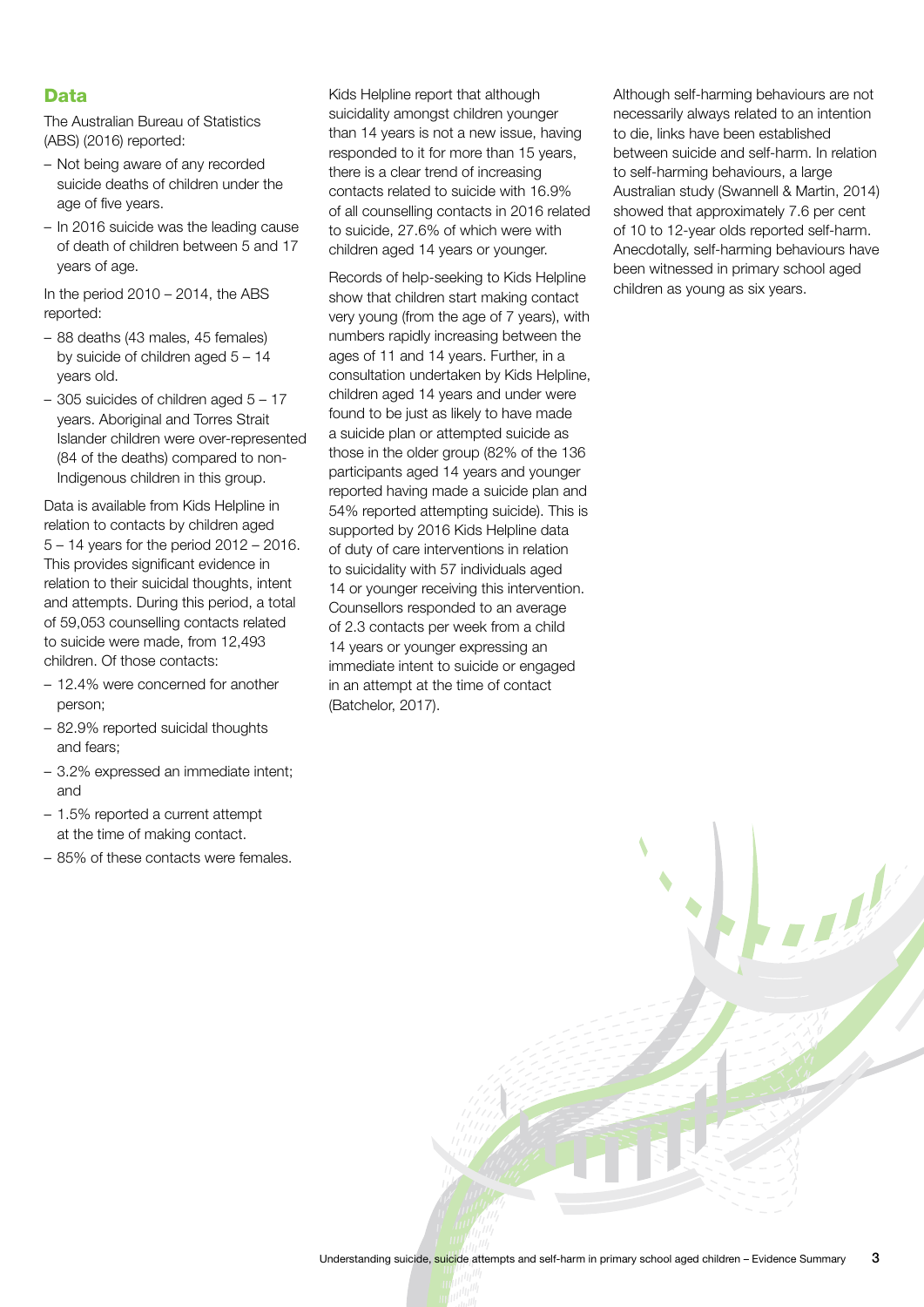## Data

The Australian Bureau of Statistics (ABS) (2016) reported:

- Not being aware of any recorded suicide deaths of children under the age of five years.
- In 2016 suicide was the leading cause of death of children between 5 and 17 years of age.

In the period 2010 – 2014, the ABS reported:

- 88 deaths (43 males, 45 females) by suicide of children aged 5 – 14 years old.
- 305 suicides of children aged 5 – 17 years. Aboriginal and Torres Strait Islander children were over-represented (84 of the deaths) compared to non-Indigenous children in this group.

Data is available from Kids Helpline in relation to contacts by children aged 5 – 14 years for the period 2012 – 2016. This provides significant evidence in relation to their suicidal thoughts, intent and attempts. During this period, a total of 59,053 counselling contacts related to suicide were made, from 12,493 children. Of those contacts:

- 12.4% were concerned for another person;
- 82.9% reported suicidal thoughts and fears;
- 3.2% expressed an immediate intent; and
- 1.5% reported a current attempt at the time of making contact.
- 85% of these contacts were females.

Kids Helpline report that although suicidality amongst children younger than 14 years is not a new issue, having responded to it for more than 15 years, there is a clear trend of increasing contacts related to suicide with 16.9% of all counselling contacts in 2016 related to suicide, 27.6% of which were with children aged 14 years or younger.

Records of help-seeking to Kids Helpline show that children start making contact very young (from the age of 7 years), with numbers rapidly increasing between the ages of 11 and 14 years. Further, in a consultation undertaken by Kids Helpline, children aged 14 years and under were found to be just as likely to have made a suicide plan or attempted suicide as those in the older group (82% of the 136 participants aged 14 years and younger reported having made a suicide plan and 54% reported attempting suicide). This is supported by 2016 Kids Helpline data of duty of care interventions in relation to suicidality with 57 individuals aged 14 or younger receiving this intervention. Counsellors responded to an average of 2.3 contacts per week from a child 14 years or younger expressing an immediate intent to suicide or engaged in an attempt at the time of contact (Batchelor, 2017).

Although self-harming behaviours are not necessarily always related to an intention to die, links have been established between suicide and self-harm. In relation to self-harming behaviours, a large Australian study (Swannell & Martin, 2014) showed that approximately 7.6 per cent of 10 to 12-year olds reported self-harm. Anecdotally, self-harming behaviours have been witnessed in primary school aged children as young as six years.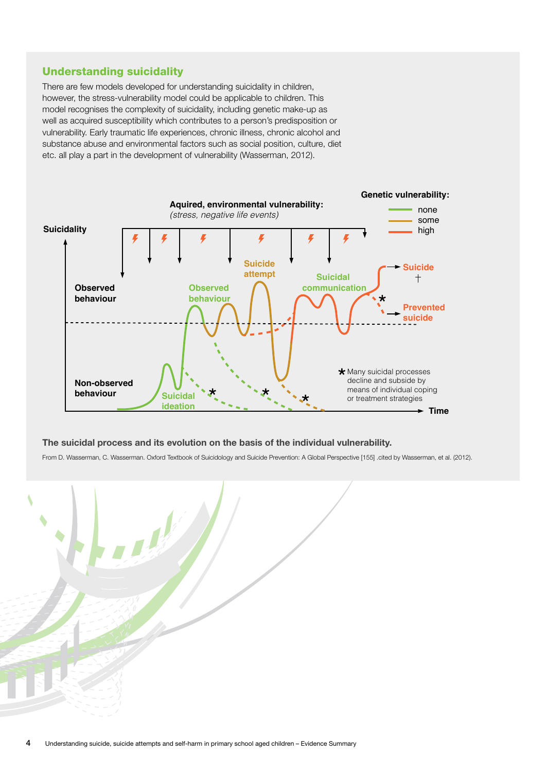## Understanding suicidality

There are few models developed for understanding suicidality in children, however, the stress-vulnerability model could be applicable to children. This model recognises the complexity of suicidality, including genetic make-up as well as acquired susceptibility which contributes to a person's predisposition or vulnerability. Early traumatic life experiences, chronic illness, chronic alcohol and substance abuse and environmental factors such as social position, culture, diet etc. all play a part in the development of vulnerability (Wasserman, 2012).

**Aquired, environmental vulnerability:** *(stress, negative life events)*

**Genetic vulnerability:** none, some, high

**Suicidality**

**Observed behaviour**

**Non-observed behaviour**

Suicidal ideation — Observed behaviour — Suicide attempt — Suicidal communication — Suicide † — Prevented suicide

* Many suicidal processes decline and subside by means of individual coping or treatment strategies

**Time**

**The suicidal process and its evolution on the basis of the individual vulnerability.**

From D. Wasserman, C. Wasserman. Oxford Textbook of Suicidology and Suicide Prevention: A Global Perspective [155] .cited by Wasserman, et al. (2012).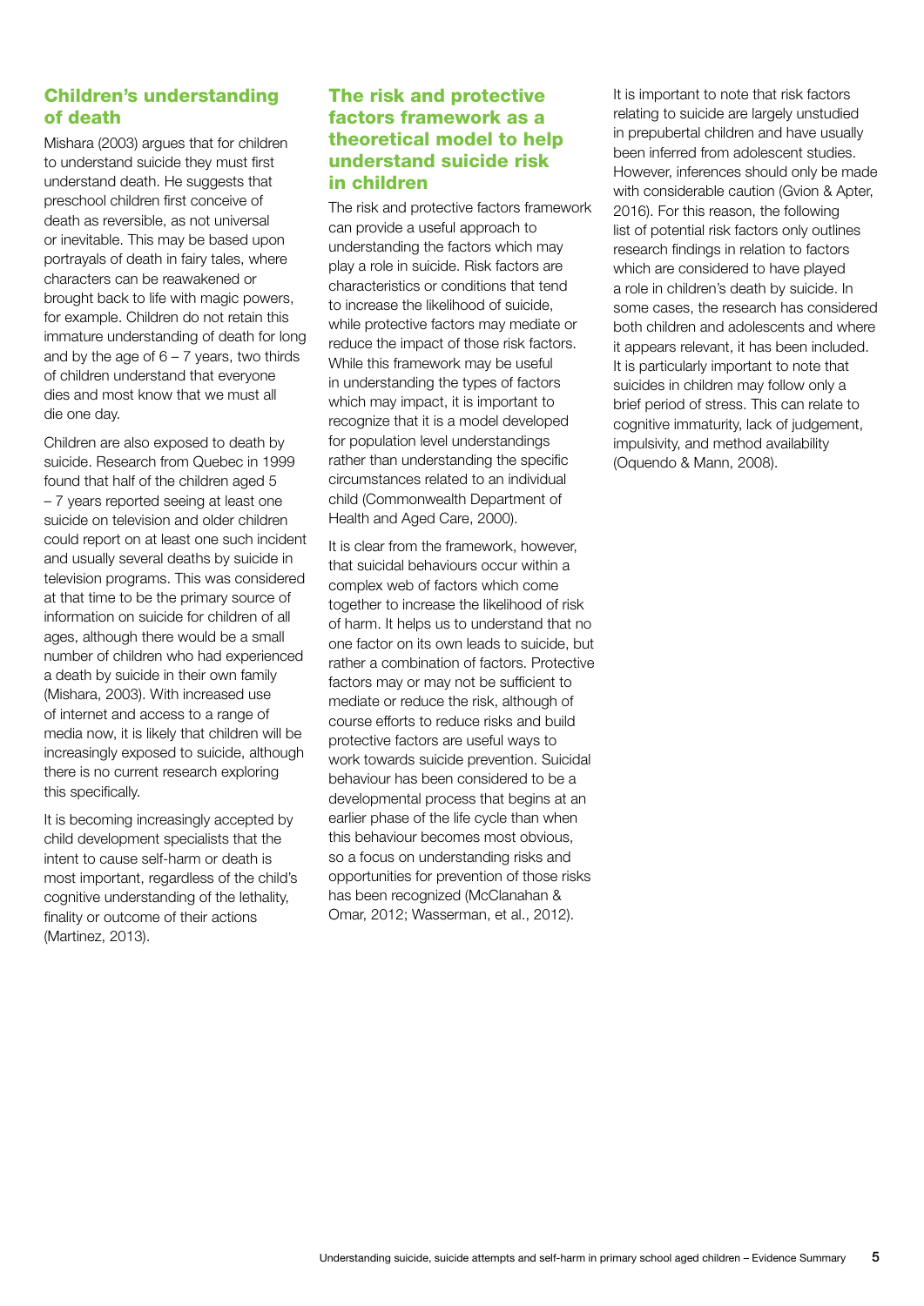## Children's understanding of death

Mishara (2003) argues that for children to understand suicide they must first understand death. He suggests that preschool children first conceive of death as reversible, as not universal or inevitable. This may be based upon portrayals of death in fairy tales, where characters can be reawakened or brought back to life with magic powers, for example. Children do not retain this immature understanding of death for long and by the age of 6 – 7 years, two thirds of children understand that everyone dies and most know that we must all die one day.

Children are also exposed to death by suicide. Research from Quebec in 1999 found that half of the children aged 5 – 7 years reported seeing at least one suicide on television and older children could report on at least one such incident and usually several deaths by suicide in television programs. This was considered at that time to be the primary source of information on suicide for children of all ages, although there would be a small number of children who had experienced a death by suicide in their own family (Mishara, 2003). With increased use of internet and access to a range of media now, it is likely that children will be increasingly exposed to suicide, although there is no current research exploring this specifically.

It is becoming increasingly accepted by child development specialists that the intent to cause self-harm or death is most important, regardless of the child's cognitive understanding of the lethality, finality or outcome of their actions (Martinez, 2013).

## The risk and protective factors framework as a theoretical model to help understand suicide risk in children

The risk and protective factors framework can provide a useful approach to understanding the factors which may play a role in suicide. Risk factors are characteristics or conditions that tend to increase the likelihood of suicide, while protective factors may mediate or reduce the impact of those risk factors. While this framework may be useful in understanding the types of factors which may impact, it is important to recognize that it is a model developed for population level understandings rather than understanding the specific circumstances related to an individual child (Commonwealth Department of Health and Aged Care, 2000).

It is clear from the framework, however, that suicidal behaviours occur within a complex web of factors which come together to increase the likelihood of risk of harm. It helps us to understand that no one factor on its own leads to suicide, but rather a combination of factors. Protective factors may or may not be sufficient to mediate or reduce the risk, although of course efforts to reduce risks and build protective factors are useful ways to work towards suicide prevention. Suicidal behaviour has been considered to be a developmental process that begins at an earlier phase of the life cycle than when this behaviour becomes most obvious, so a focus on understanding risks and opportunities for prevention of those risks has been recognized (McClanahan & Omar, 2012; Wasserman, et al., 2012).

It is important to note that risk factors relating to suicide are largely unstudied in prepubertal children and have usually been inferred from adolescent studies. However, inferences should only be made with considerable caution (Gvion & Apter, 2016). For this reason, the following list of potential risk factors only outlines research findings in relation to factors which are considered to have played a role in children's death by suicide. In some cases, the research has considered both children and adolescents and where it appears relevant, it has been included. It is particularly important to note that suicides in children may follow only a brief period of stress. This can relate to cognitive immaturity, lack of judgement, impulsivity, and method availability (Oquendo & Mann, 2008).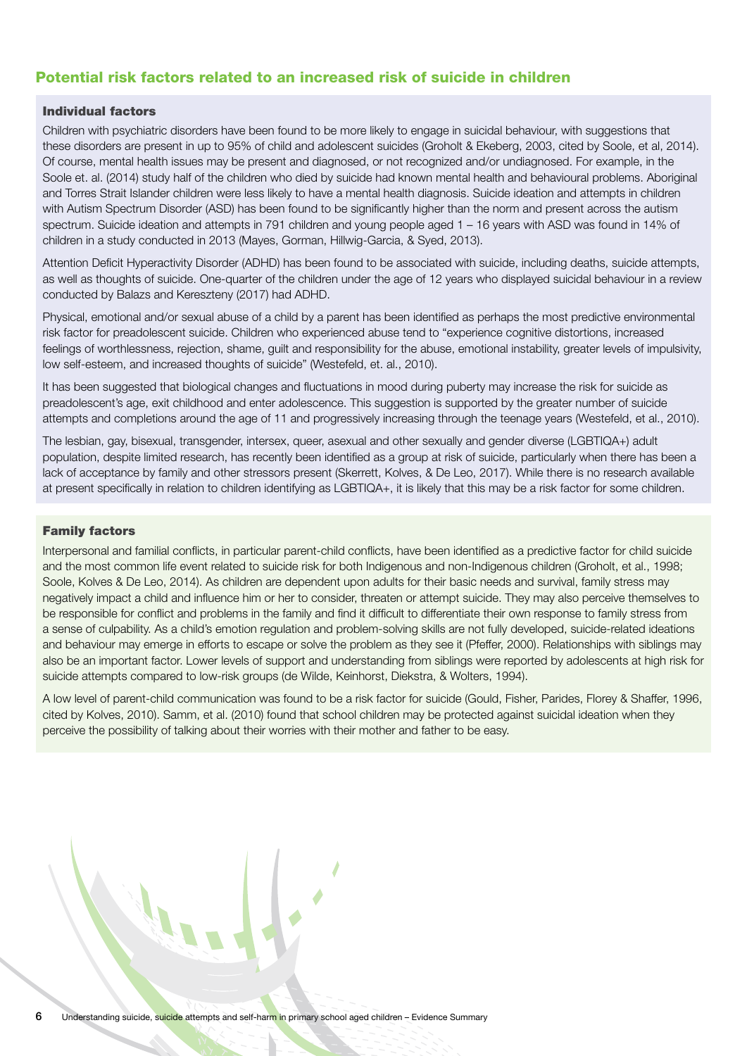## Potential risk factors related to an increased risk of suicide in children

### Individual factors

Children with psychiatric disorders have been found to be more likely to engage in suicidal behaviour, with suggestions that these disorders are present in up to 95% of child and adolescent suicides (Groholt & Ekeberg, 2003, cited by Soole, et al, 2014). Of course, mental health issues may be present and diagnosed, or not recognized and/or undiagnosed. For example, in the Soole et. al. (2014) study half of the children who died by suicide had known mental health and behavioural problems. Aboriginal and Torres Strait Islander children were less likely to have a mental health diagnosis. Suicide ideation and attempts in children with Autism Spectrum Disorder (ASD) has been found to be significantly higher than the norm and present across the autism spectrum. Suicide ideation and attempts in 791 children and young people aged 1 – 16 years with ASD was found in 14% of children in a study conducted in 2013 (Mayes, Gorman, Hillwig-Garcia, & Syed, 2013).

Attention Deficit Hyperactivity Disorder (ADHD) has been found to be associated with suicide, including deaths, suicide attempts, as well as thoughts of suicide. One-quarter of the children under the age of 12 years who displayed suicidal behaviour in a review conducted by Balazs and Kereszteny (2017) had ADHD.

Physical, emotional and/or sexual abuse of a child by a parent has been identified as perhaps the most predictive environmental risk factor for preadolescent suicide. Children who experienced abuse tend to "experience cognitive distortions, increased feelings of worthlessness, rejection, shame, guilt and responsibility for the abuse, emotional instability, greater levels of impulsivity, low self-esteem, and increased thoughts of suicide" (Westefeld, et. al., 2010).

It has been suggested that biological changes and fluctuations in mood during puberty may increase the risk for suicide as preadolescent's age, exit childhood and enter adolescence. This suggestion is supported by the greater number of suicide attempts and completions around the age of 11 and progressively increasing through the teenage years (Westefeld, et al., 2010).

The lesbian, gay, bisexual, transgender, intersex, queer, asexual and other sexually and gender diverse (LGBTIQA+) adult population, despite limited research, has recently been identified as a group at risk of suicide, particularly when there has been a lack of acceptance by family and other stressors present (Skerrett, Kolves, & De Leo, 2017). While there is no research available at present specifically in relation to children identifying as LGBTIQA+, it is likely that this may be a risk factor for some children.

### Family factors

Interpersonal and familial conflicts, in particular parent-child conflicts, have been identified as a predictive factor for child suicide and the most common life event related to suicide risk for both Indigenous and non-Indigenous children (Groholt, et al., 1998; Soole, Kolves & De Leo, 2014). As children are dependent upon adults for their basic needs and survival, family stress may negatively impact a child and influence him or her to consider, threaten or attempt suicide. They may also perceive themselves to be responsible for conflict and problems in the family and find it difficult to differentiate their own response to family stress from a sense of culpability. As a child's emotion regulation and problem-solving skills are not fully developed, suicide-related ideations and behaviour may emerge in efforts to escape or solve the problem as they see it (Pfeffer, 2000). Relationships with siblings may also be an important factor. Lower levels of support and understanding from siblings were reported by adolescents at high risk for suicide attempts compared to low-risk groups (de Wilde, Keinhorst, Diekstra, & Wolters, 1994).

A low level of parent-child communication was found to be a risk factor for suicide (Gould, Fisher, Parides, Florey & Shaffer, 1996, cited by Kolves, 2010). Samm, et al. (2010) found that school children may be protected against suicidal ideation when they perceive the possibility of talking about their worries with their mother and father to be easy.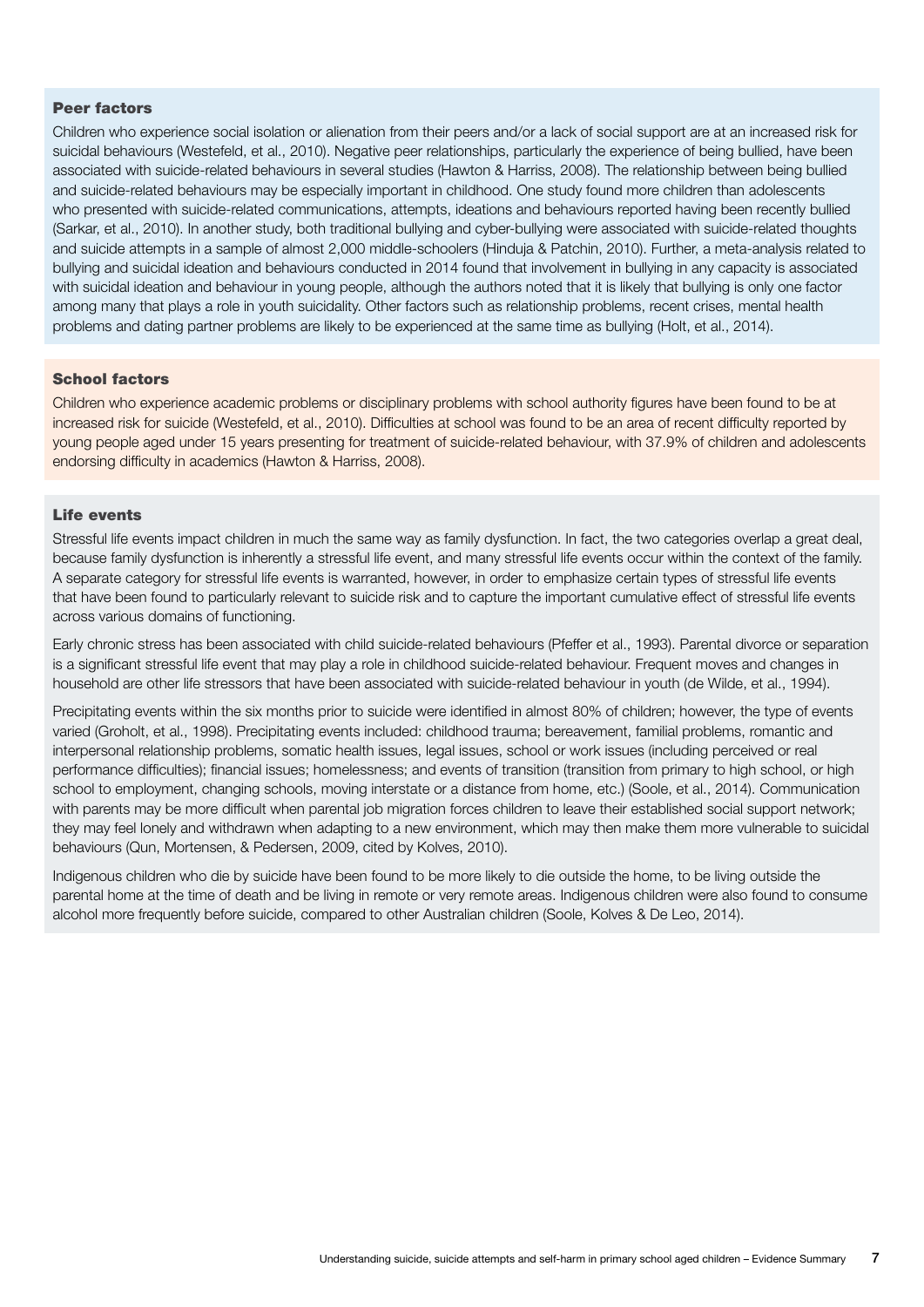### Peer factors

Children who experience social isolation or alienation from their peers and/or a lack of social support are at an increased risk for suicidal behaviours (Westefeld, et al., 2010). Negative peer relationships, particularly the experience of being bullied, have been associated with suicide-related behaviours in several studies (Hawton & Harriss, 2008). The relationship between being bullied and suicide-related behaviours may be especially important in childhood. One study found more children than adolescents who presented with suicide-related communications, attempts, ideations and behaviours reported having been recently bullied (Sarkar, et al., 2010). In another study, both traditional bullying and cyber-bullying were associated with suicide-related thoughts and suicide attempts in a sample of almost 2,000 middle-schoolers (Hinduja & Patchin, 2010). Further, a meta-analysis related to bullying and suicidal ideation and behaviours conducted in 2014 found that involvement in bullying in any capacity is associated with suicidal ideation and behaviour in young people, although the authors noted that it is likely that bullying is only one factor among many that plays a role in youth suicidality. Other factors such as relationship problems, recent crises, mental health problems and dating partner problems are likely to be experienced at the same time as bullying (Holt, et al., 2014).

### School factors

Children who experience academic problems or disciplinary problems with school authority figures have been found to be at increased risk for suicide (Westefeld, et al., 2010). Difficulties at school was found to be an area of recent difficulty reported by young people aged under 15 years presenting for treatment of suicide-related behaviour, with 37.9% of children and adolescents endorsing difficulty in academics (Hawton & Harriss, 2008).

### Life events

Stressful life events impact children in much the same way as family dysfunction. In fact, the two categories overlap a great deal, because family dysfunction is inherently a stressful life event, and many stressful life events occur within the context of the family. A separate category for stressful life events is warranted, however, in order to emphasize certain types of stressful life events that have been found to particularly relevant to suicide risk and to capture the important cumulative effect of stressful life events across various domains of functioning.

Early chronic stress has been associated with child suicide-related behaviours (Pfeffer et al., 1993). Parental divorce or separation is a significant stressful life event that may play a role in childhood suicide-related behaviour. Frequent moves and changes in household are other life stressors that have been associated with suicide-related behaviour in youth (de Wilde, et al., 1994).

Precipitating events within the six months prior to suicide were identified in almost 80% of children; however, the type of events varied (Groholt, et al., 1998). Precipitating events included: childhood trauma; bereavement, familial problems, romantic and interpersonal relationship problems, somatic health issues, legal issues, school or work issues (including perceived or real performance difficulties); financial issues; homelessness; and events of transition (transition from primary to high school, or high school to employment, changing schools, moving interstate or a distance from home, etc.) (Soole, et al., 2014). Communication with parents may be more difficult when parental job migration forces children to leave their established social support network; they may feel lonely and withdrawn when adapting to a new environment, which may then make them more vulnerable to suicidal behaviours (Qun, Mortensen, & Pedersen, 2009, cited by Kolves, 2010).

Indigenous children who die by suicide have been found to be more likely to die outside the home, to be living outside the parental home at the time of death and be living in remote or very remote areas. Indigenous children were also found to consume alcohol more frequently before suicide, compared to other Australian children (Soole, Kolves & De Leo, 2014).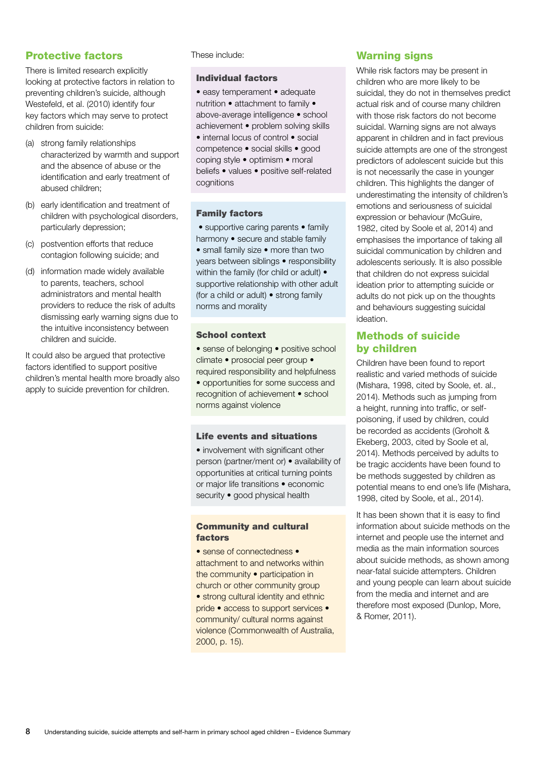## Protective factors

There is limited research explicitly looking at protective factors in relation to preventing children's suicide, although Westefeld, et al. (2010) identify four key factors which may serve to protect children from suicide:

(a) strong family relationships characterized by warmth and support and the absence of abuse or the identification and early treatment of abused children;

(b) early identification and treatment of children with psychological disorders, particularly depression;

(c) postvention efforts that reduce contagion following suicide; and

(d) information made widely available to parents, teachers, school administrators and mental health providers to reduce the risk of adults dismissing early warning signs due to the intuitive inconsistency between children and suicide.

It could also be argued that protective factors identified to support positive children's mental health more broadly also apply to suicide prevention for children.

These include:

**Individual factors**

• easy temperament • adequate nutrition • attachment to family • above-average intelligence • school achievement • problem solving skills • internal locus of control • social competence • social skills • good coping style • optimism • moral beliefs • values • positive self-related cognitions

**Family factors**

• supportive caring parents • family harmony • secure and stable family • small family size • more than two years between siblings • responsibility within the family (for child or adult) • supportive relationship with other adult (for a child or adult) • strong family norms and morality

**School context**

• sense of belonging • positive school climate • prosocial peer group • required responsibility and helpfulness • opportunities for some success and recognition of achievement • school norms against violence

**Life events and situations**

• involvement with significant other person (partner/ment or) • availability of opportunities at critical turning points or major life transitions • economic security • good physical health

**Community and cultural factors**

• sense of connectedness • attachment to and networks within the community • participation in church or other community group • strong cultural identity and ethnic pride • access to support services • community/ cultural norms against violence (Commonwealth of Australia, 2000, p. 15).

## Warning signs

While risk factors may be present in children who are more likely to be suicidal, they do not in themselves predict actual risk and of course many children with those risk factors do not become suicidal. Warning signs are not always apparent in children and in fact previous suicide attempts are one of the strongest predictors of adolescent suicide but this is not necessarily the case in younger children. This highlights the danger of underestimating the intensity of children's emotions and seriousness of suicidal expression or behaviour (McGuire, 1982, cited by Soole et al, 2014) and emphasises the importance of taking all suicidal communication by children and adolescents seriously. It is also possible that children do not express suicidal ideation prior to attempting suicide or adults do not pick up on the thoughts and behaviours suggesting suicidal ideation.

## Methods of suicide by children

Children have been found to report realistic and varied methods of suicide (Mishara, 1998, cited by Soole, et. al., 2014). Methods such as jumping from a height, running into traffic, or self-poisoning, if used by children, could be recorded as accidents (Groholt & Ekeberg, 2003, cited by Soole et al, 2014). Methods perceived by adults to be tragic accidents have been found to be methods suggested by children as potential means to end one's life (Mishara, 1998, cited by Soole, et al., 2014).

It has been shown that it is easy to find information about suicide methods on the internet and people use the internet and media as the main information sources about suicide methods, as shown among near-fatal suicide attempters. Children and young people can learn about suicide from the media and internet and are therefore most exposed (Dunlop, More, & Romer, 2011).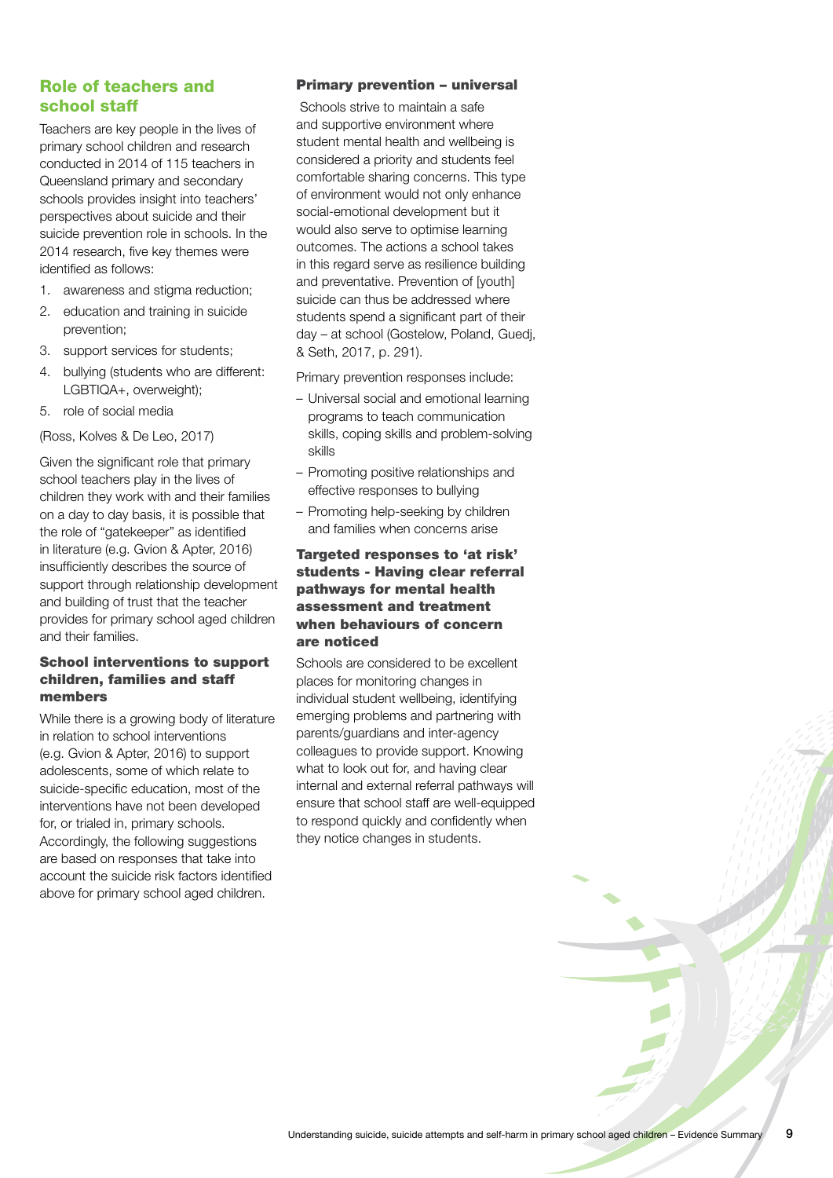## Role of teachers and school staff

Teachers are key people in the lives of primary school children and research conducted in 2014 of 115 teachers in Queensland primary and secondary schools provides insight into teachers' perspectives about suicide and their suicide prevention role in schools. In the 2014 research, five key themes were identified as follows:

1. awareness and stigma reduction;
2. education and training in suicide prevention;
3. support services for students;
4. bullying (students who are different: LGBTIQA+, overweight);
5. role of social media

(Ross, Kolves & De Leo, 2017)

Given the significant role that primary school teachers play in the lives of children they work with and their families on a day to day basis, it is possible that the role of "gatekeeper" as identified in literature (e.g. Gvion & Apter, 2016) insufficiently describes the source of support through relationship development and building of trust that the teacher provides for primary school aged children and their families.

### School interventions to support children, families and staff members

While there is a growing body of literature in relation to school interventions (e.g. Gvion & Apter, 2016) to support adolescents, some of which relate to suicide-specific education, most of the interventions have not been developed for, or trialed in, primary schools. Accordingly, the following suggestions are based on responses that take into account the suicide risk factors identified above for primary school aged children.

### Primary prevention – universal

Schools strive to maintain a safe and supportive environment where student mental health and wellbeing is considered a priority and students feel comfortable sharing concerns. This type of environment would not only enhance social-emotional development but it would also serve to optimise learning outcomes. The actions a school takes in this regard serve as resilience building and preventative. Prevention of [youth] suicide can thus be addressed where students spend a significant part of their day – at school (Gostelow, Poland, Guedj, & Seth, 2017, p. 291).

Primary prevention responses include:

- Universal social and emotional learning programs to teach communication skills, coping skills and problem-solving skills
- Promoting positive relationships and effective responses to bullying
- Promoting help-seeking by children and families when concerns arise

### Targeted responses to 'at risk' students - Having clear referral pathways for mental health assessment and treatment when behaviours of concern are noticed

Schools are considered to be excellent places for monitoring changes in individual student wellbeing, identifying emerging problems and partnering with parents/guardians and inter-agency colleagues to provide support. Knowing what to look out for, and having clear internal and external referral pathways will ensure that school staff are well-equipped to respond quickly and confidently when they notice changes in students.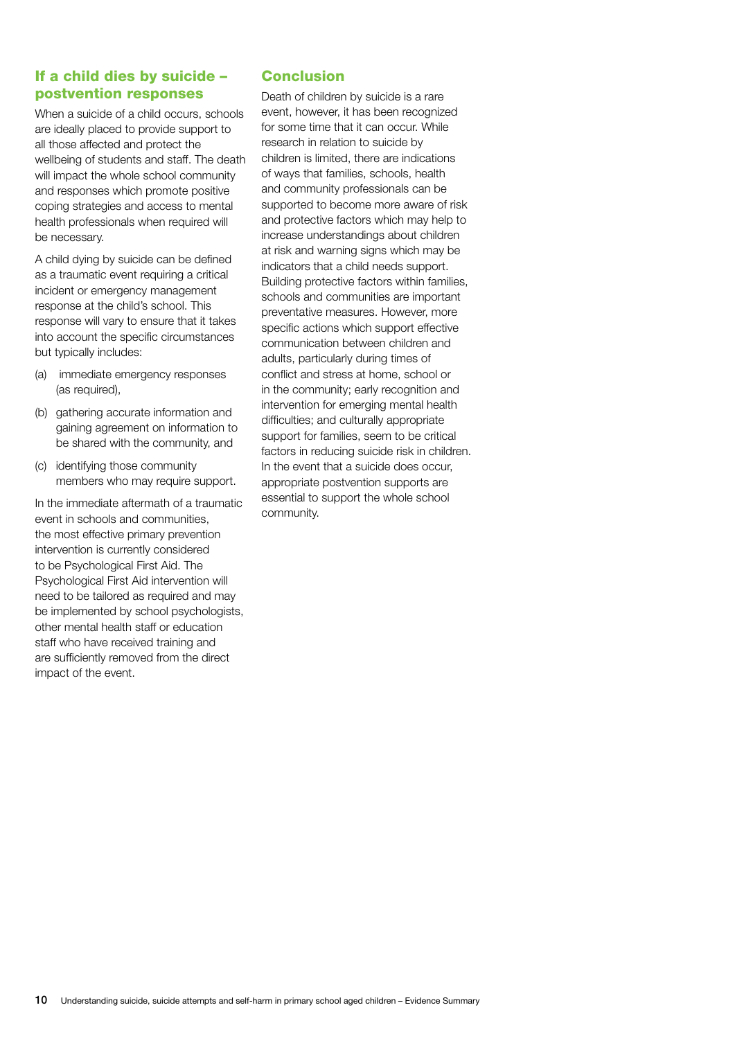## If a child dies by suicide – postvention responses

When a suicide of a child occurs, schools are ideally placed to provide support to all those affected and protect the wellbeing of students and staff. The death will impact the whole school community and responses which promote positive coping strategies and access to mental health professionals when required will be necessary.

A child dying by suicide can be defined as a traumatic event requiring a critical incident or emergency management response at the child's school. This response will vary to ensure that it takes into account the specific circumstances but typically includes:

(a) immediate emergency responses (as required),

(b) gathering accurate information and gaining agreement on information to be shared with the community, and

(c) identifying those community members who may require support.

In the immediate aftermath of a traumatic event in schools and communities, the most effective primary prevention intervention is currently considered to be Psychological First Aid. The Psychological First Aid intervention will need to be tailored as required and may be implemented by school psychologists, other mental health staff or education staff who have received training and are sufficiently removed from the direct impact of the event.

## Conclusion

Death of children by suicide is a rare event, however, it has been recognized for some time that it can occur. While research in relation to suicide by children is limited, there are indications of ways that families, schools, health and community professionals can be supported to become more aware of risk and protective factors which may help to increase understandings about children at risk and warning signs which may be indicators that a child needs support. Building protective factors within families, schools and communities are important preventative measures. However, more specific actions which support effective communication between children and adults, particularly during times of conflict and stress at home, school or in the community; early recognition and intervention for emerging mental health difficulties; and culturally appropriate support for families, seem to be critical factors in reducing suicide risk in children. In the event that a suicide does occur, appropriate postvention supports are essential to support the whole school community.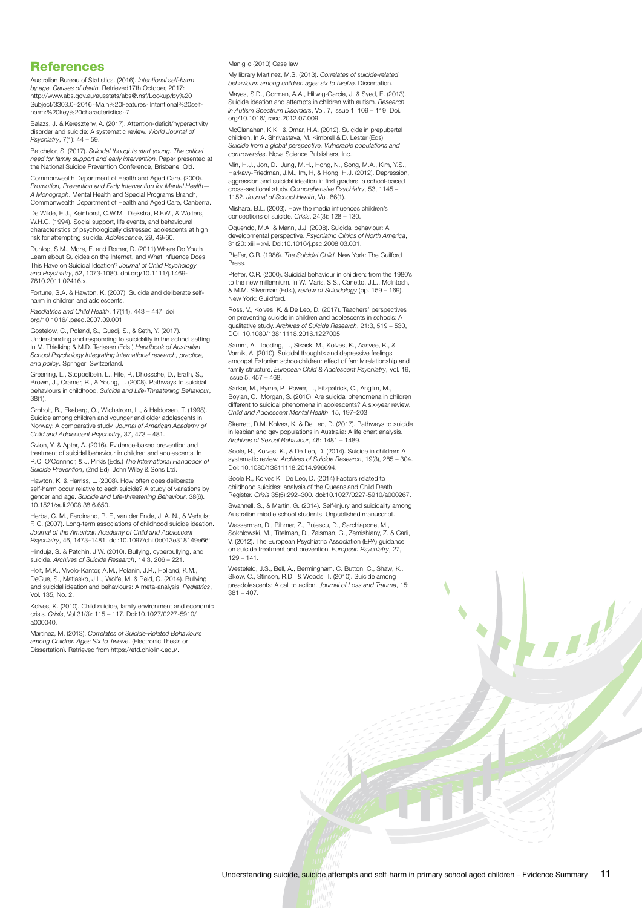## References

Australian Bureau of Statistics. (2016). *Intentional self-harm by age. Causes of death.* Retrieved17th October, 2017: http://www.abs.gov.au/ausstats/abs@.nsf/Lookup/by%20 Subject/3303.0~2016~Main%20Features~Intentional%20self-harm:%20key%20characteristics~7

Balazs, J. & Kereszteny, A. (2017). Attention-deficit/hyperactivity disorder and suicide: A systematic review. *World Journal of Psychiatry*, 7(1): 44 – 59.

Batchelor, S. (2017). *Suicidal thoughts start young: The critical need for family support and early intervention.* Paper presented at the National Suicide Prevention Conference, Brisbane, Qld.

Commonwealth Department of Health and Aged Care. (2000). *Promotion, Prevention and Early Intervention for Mental Health— A Monograph*. Mental Health and Special Programs Branch, Commonwealth Department of Health and Aged Care, Canberra.

De Wilde, E.J., Keinhorst, C.W.M., Diekstra, R.F.W., & Wolters, W.H.G. (1994). Social support, life events, and behavioural characteristics of psychologically distressed adolescents at high risk for attempting suicide. *Adolescence*, 29, 49-60.

Dunlop, S.M., More, E. and Romer, D. (2011) Where Do Youth Learn about Suicides on the Internet, and What Influence Does This Have on Suicidal Ideation? *Journal of Child Psychology and Psychiatry*, 52, 1073-1080. doi.org/10.1111/j.1469-7610.2011.02416.x.

Fortune, S.A. & Hawton, K. (2007). Suicide and deliberate self-harm in children and adolescents.

*Paediatrics and Child Health*, 17(11), 443 – 447. doi. org/10.1016/j.paed.2007.09.001.

Gostelow, C., Poland, S., Guedj, S., & Seth, Y. (2017). Understanding and responding to suicidality in the school setting. In M. Thielking & M.D. Terjesen (Eds.) *Handbook of Australian School Psychology Integrating international research, practice, and policy*. Springer: Switzerland.

Greening, L., Stoppelbein, L., Fite, P., Dhossche, D., Erath, S., Brown, J., Cramer, R., & Young, L. (2008). Pathways to suicidal behaviours in childhood. *Suicide and Life-Threatening Behaviour*, 38(1).

Groholt, B., Ekeberg, O., Wichstrom, L., & Haldorsen, T. (1998). Suicide among children and younger and older adolescents in Norway: A comparative study. *Journal of American Academy of Child and Adolescent Psychiatry*, 37, 473 – 481.

Gvion, Y. & Apter, A. (2016). Evidence-based prevention and treatment of suicidal behaviour in children and adolescents. In R.C. O'Connnor, & J. Pirkis (Eds.) *The International Handbook of Suicide Prevention*, (2nd Ed), John Wiley & Sons Ltd.

Hawton, K. & Harriss, L. (2008). How often does deliberate self-harm occur relative to each suicide? A study of variations by gender and age. *Suicide and Life-threatening Behaviour*, 38(6). 10.1521/suli.2008.38.6.650.

Herba, C. M., Ferdinand, R. F., van der Ende, J. A. N., & Verhulst, F. C. (2007). Long-term associations of childhood suicide ideation. *Journal of the American Academy of Child and Adolescent Psychiatry*, 46, 1473–1481. doi:10.1097/chi.0b013e318149e66f.

Hinduja, S. & Patchin, J.W. (2010). Bullying, cyberbullying, and suicide. *Archives of Suicide Research*, 14:3, 206 – 221.

Holt, M.K., Vivolo-Kantor, A.M., Polanin, J.R., Holland, K.M., DeGue, S., Matjasko, J.L., Wolfe, M. & Reid, G. (2014). Bullying and suicidal ideation and behaviours: A meta-analysis. *Pediatrics*, Vol. 135, No. 2.

Kolves, K. (2010). Child suicide, family environment and economic crisis. *Crisis*, Vol 31(3): 115 – 117. Doi:10.1027/0227-5910/ a000040.

Martinez, M. (2013). *Correlates of Suicide-Related Behaviours among Children Ages Six to Twelve*. (Electronic Thesis or Dissertation). Retrieved from https://etd.ohiolink.edu/.

Maniglio (2010) Case law

My library Martinez, M.S. (2013). *Correlates of suicide-related behaviours among children ages six to twelve*. Dissertation.

Mayes, S.D., Gorman, A.A., Hillwig-Garcia, J. & Syed, E. (2013). Suicide ideation and attempts in children with autism. *Research in Autism Spectrum Disorders*, Vol. 7, Issue 1: 109 – 119. Doi. org/10.1016/j.rasd.2012.07.009.

McClanahan, K.K., & Omar, H.A. (2012). Suicide in prepubertal children. In A. Shrivastava, M. Kimbrell & D. Lester (Eds). *Suicide from a global perspective. Vulnerable populations and controversies*. Nova Science Publishers, Inc.

Min, H.J., Jon, D., Jung, M.H., Hong, N., Song, M.A., Kim, Y.S., Harkavy-Friedman, J.M., Im, H, & Hong, H.J. (2012). Depression, aggression and suicidal ideation in first graders: a school-based cross-sectional study. *Comprehensive Psychiatry*, 53, 1145 – 1152. *Journal of School Health*, Vol. 86(1).

Mishara, B.L. (2003). How the media influences children's conceptions of suicide. *Crisis*, 24(3): 128 – 130.

Oquendo, M.A. & Mann, J.J. (2008). Suicidal behaviour: A developmental perspective. *Psychiatric Clinics of North America*, 31(20: xiii – xvi. Doi:10.1016/j.psc.2008.03.001.

Pfeffer, C.R. (1986). *The Suicidal Child*. New York: The Guilford Press.

Pfeffer, C.R. (2000). Suicidal behaviour in children: from the 1980's to the new millennium. In W. Maris, S.S., Canetto, J.L., McIntosh, & M.M. Silverman (Eds.), *review of Suicidology* (pp. 159 – 169). New York: Guildford.

Ross, V., Kolves, K. & De Leo, D. (2017). Teachers' perspectives on preventing suicide in children and adolescents in schools: A qualitative study. *Archives of Suicide Research*, 21:3, 519 – 530, DOI: 10.1080/13811118.2016.1227005.

Samm, A., Tooding, L., Sisask, M., Kolves, K., Aasvee, K., & Varnik, A. (2010). Suicidal thoughts and depressive feelings amongst Estonian schoolchildren: effect of family relationship and family structure. *European Child & Adolescent Psychiatry*, Vol. 19, Issue 5, 457 – 468.

Sarkar, M., Byrne, P., Power, L., Fitzpatrick, C., Anglim, M., Boylan, C., Morgan, S. (2010). Are suicidal phenomena in children different to suicidal phenomena in adolescents? A six-year review. *Child and Adolescent Mental Health*, 15, 197–203.

Skerrett, D.M. Kolves, K. & De Leo, D. (2017). Pathways to suicide in lesbian and gay populations in Australia: A life chart analysis. *Archives of Sexual Behaviour*, 46: 1481 – 1489.

Soole, R., Kolves, K., & De Leo, D. (2014). Suicide in children: A systematic review. *Archives of Suicide Research*, 19(3), 285 – 304. Doi: 10.1080/13811118.2014.996694.

Soole R., Kolves K., De Leo, D. (2014) Factors related to childhood suicides: analysis of the Queensland Child Death Register. *Crisis* 35(5):292–300. doi:10.1027/0227-5910/a000267.

Swannell, S., & Martin, G. (2014). Self-injury and suicidality among Australian middle school students. Unpublished manuscript.

Wasserman, D., Rihmer, Z., Rujescu, D., Sarchiapone, M., Sokolowski, M., Titelman, D., Zalsman, G., Zemishlany, Z. & Carli, V. (2012). The European Psychiatric Association (EPA) guidance on suicide treatment and prevention. *European Psychiatry*, 27, 129 – 141.

Westefeld, J.S., Bell, A., Bermingham, C. Button, C., Shaw, K., Skow, C., Stinson, R.D., & Woods, T. (2010). Suicide among preadolescents: A call to action. *Journal of Loss and Trauma*, 15: 381 – 407.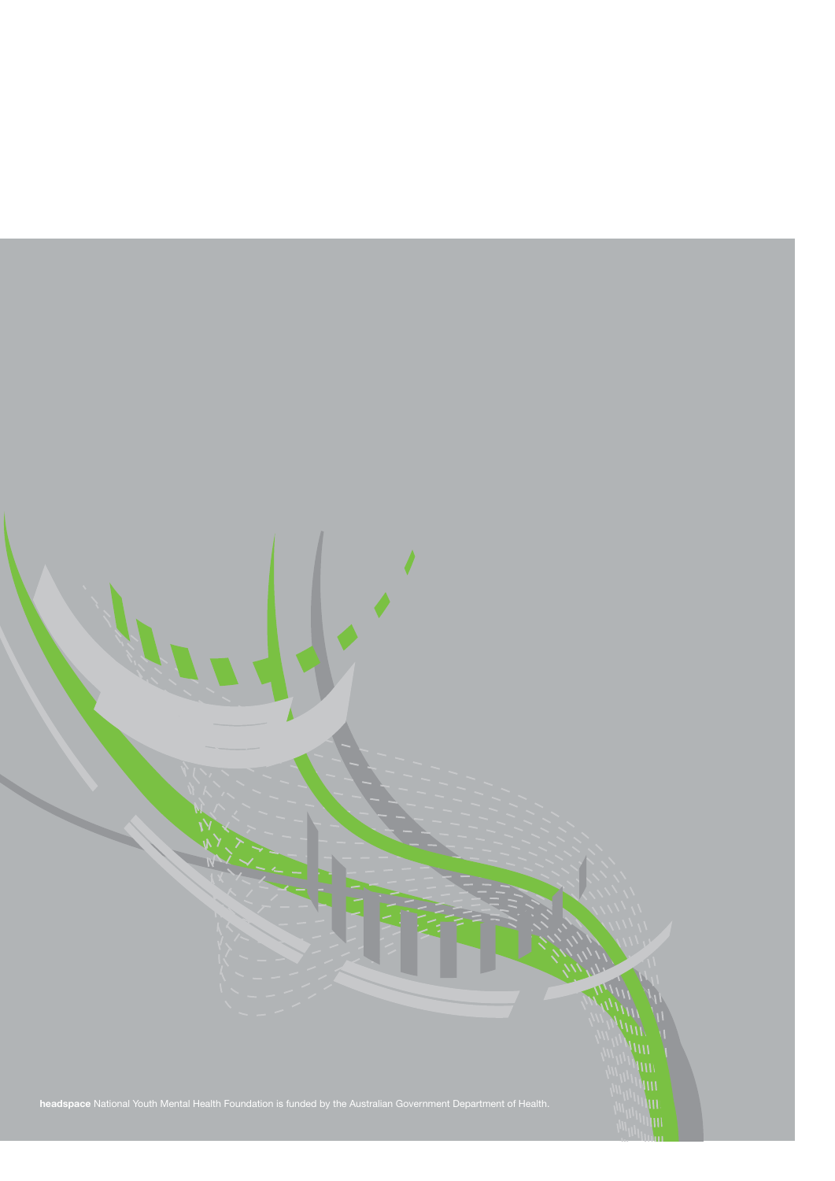**headspace** National Youth Mental Health Foundation is funded by the Australian Government Department of Health.